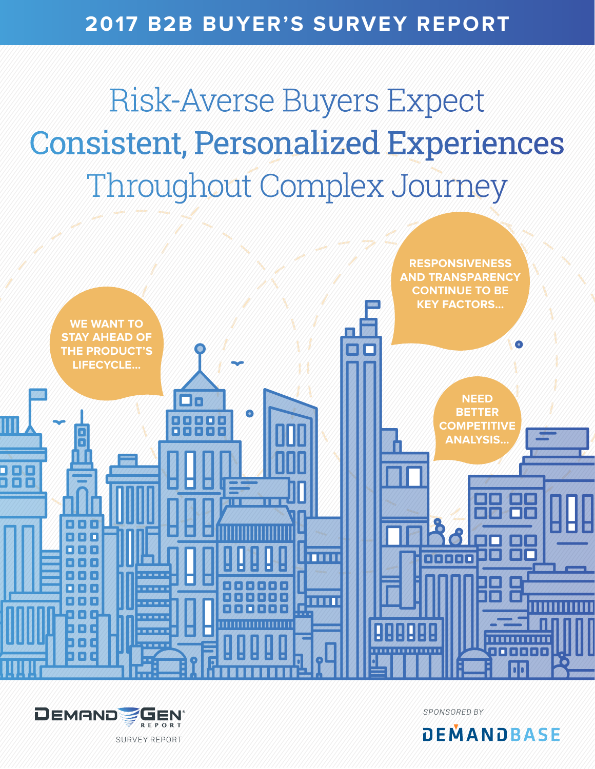# 2017 B2B BUYER'S SURVEY REPORT

# Risk-Averse Buyers Expect Consistent, Personalized Experiences Throughout Complex Journey

WE WANT TO STAY AHEAD OF THE PRODUCT'S LIFECYCLE...

RESPONSIVENESS AND TRANSPARENCY CONTINUE TO BE KEY FACTORS...

NEED BETTER COMPETITIVE ANALYSIS...

DEMAND GEN REPORT

SURVEY REPORT

*SPONSORED BY*

DEMANDBASE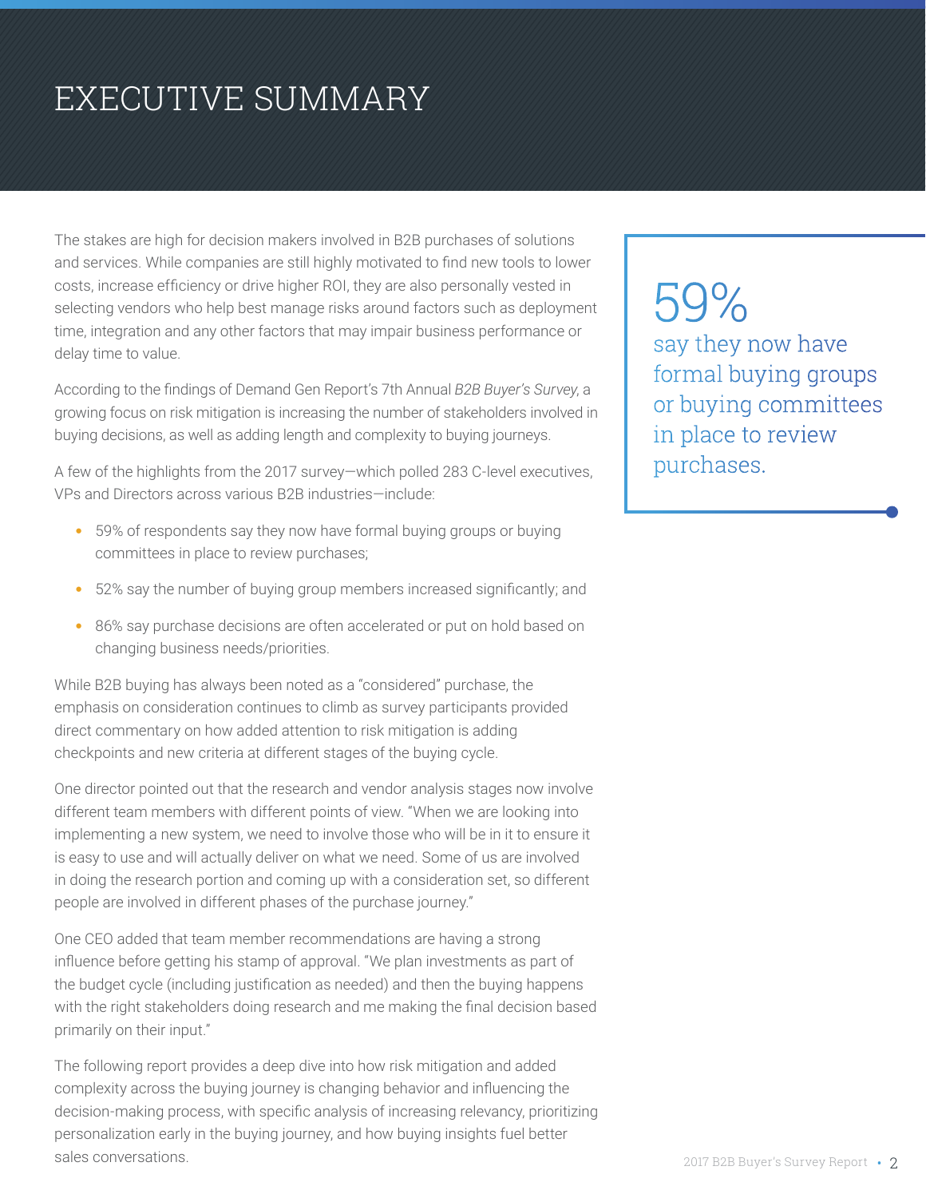# EXECUTIVE SUMMARY

The stakes are high for decision makers involved in B2B purchases of solutions and services. While companies are still highly motivated to find new tools to lower costs, increase efficiency or drive higher ROI, they are also personally vested in selecting vendors who help best manage risks around factors such as deployment time, integration and any other factors that may impair business performance or delay time to value.

According to the findings of Demand Gen Report's 7th Annual *B2B Buyer's Survey*, a growing focus on risk mitigation is increasing the number of stakeholders involved in buying decisions, as well as adding length and complexity to buying journeys.

A few of the highlights from the 2017 survey—which polled 283 C-level executives, VPs and Directors across various B2B industries—include:

- 59% of respondents say they now have formal buying groups or buying committees in place to review purchases;
- 52% say the number of buying group members increased significantly; and
- 86% say purchase decisions are often accelerated or put on hold based on changing business needs/priorities.

While B2B buying has always been noted as a "considered" purchase, the emphasis on consideration continues to climb as survey participants provided direct commentary on how added attention to risk mitigation is adding checkpoints and new criteria at different stages of the buying cycle.

One director pointed out that the research and vendor analysis stages now involve different team members with different points of view. "When we are looking into implementing a new system, we need to involve those who will be in it to ensure it is easy to use and will actually deliver on what we need. Some of us are involved in doing the research portion and coming up with a consideration set, so different people are involved in different phases of the purchase journey."

One CEO added that team member recommendations are having a strong influence before getting his stamp of approval. "We plan investments as part of the budget cycle (including justification as needed) and then the buying happens with the right stakeholders doing research and me making the final decision based primarily on their input."

The following report provides a deep dive into how risk mitigation and added complexity across the buying journey is changing behavior and influencing the decision-making process, with specific analysis of increasing relevancy, prioritizing personalization early in the buying journey, and how buying insights fuel better sales conversations.

> 59%
> say they now have formal buying groups or buying committees in place to review purchases.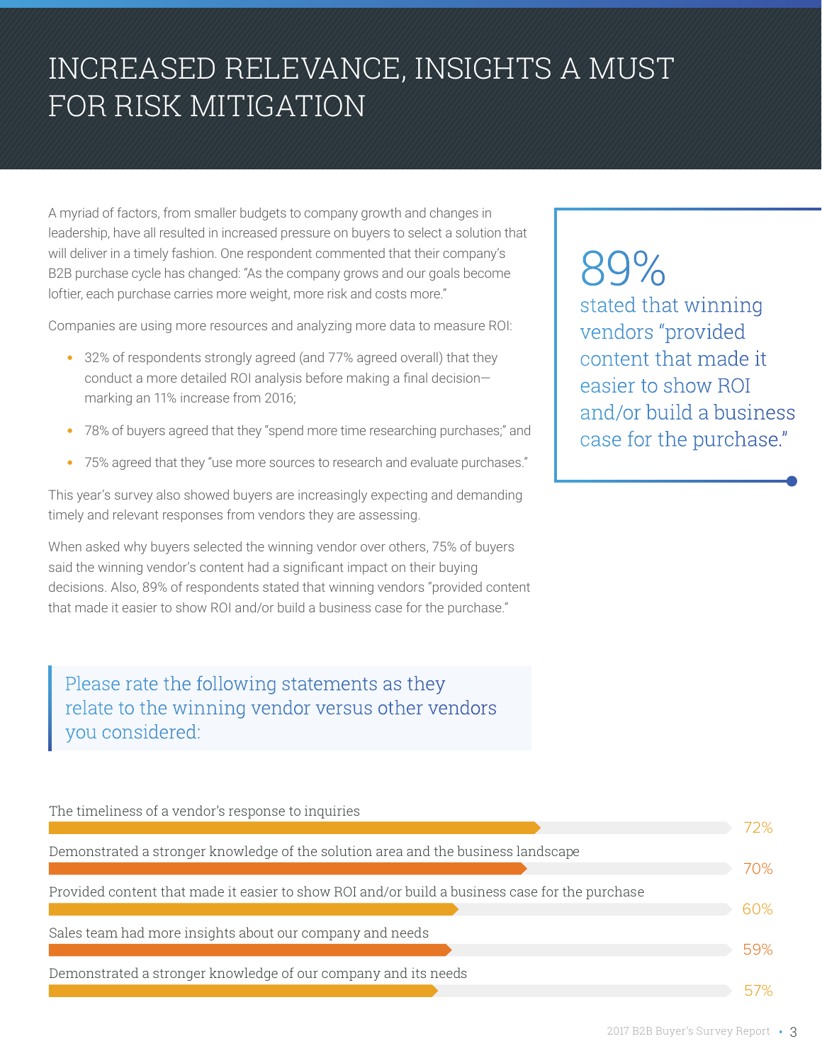# INCREASED RELEVANCE, INSIGHTS A MUST FOR RISK MITIGATION

A myriad of factors, from smaller budgets to company growth and changes in leadership, have all resulted in increased pressure on buyers to select a solution that will deliver in a timely fashion. One respondent commented that their company's B2B purchase cycle has changed: "As the company grows and our goals become loftier, each purchase carries more weight, more risk and costs more."

Companies are using more resources and analyzing more data to measure ROI:

- 32% of respondents strongly agreed (and 77% agreed overall) that they conduct a more detailed ROI analysis before making a final decision—marking an 11% increase from 2016;
- 78% of buyers agreed that they "spend more time researching purchases;" and
- 75% agreed that they "use more sources to research and evaluate purchases."

This year's survey also showed buyers are increasingly expecting and demanding timely and relevant responses from vendors they are assessing.

When asked why buyers selected the winning vendor over others, 75% of buyers said the winning vendor's content had a significant impact on their buying decisions. Also, 89% of respondents stated that winning vendors "provided content that made it easier to show ROI and/or build a business case for the purchase."

> **89%**
> stated that winning vendors "provided content that made it easier to show ROI and/or build a business case for the purchase."

### Please rate the following statements as they relate to the winning vendor versus other vendors you considered:

| Statement | % |
|---|---|
| The timeliness of a vendor's response to inquiries | 72% |
| Demonstrated a stronger knowledge of the solution area and the business landscape | 70% |
| Provided content that made it easier to show ROI and/or build a business case for the purchase | 60% |
| Sales team had more insights about our company and needs | 59% |
| Demonstrated a stronger knowledge of our company and its needs | 57% |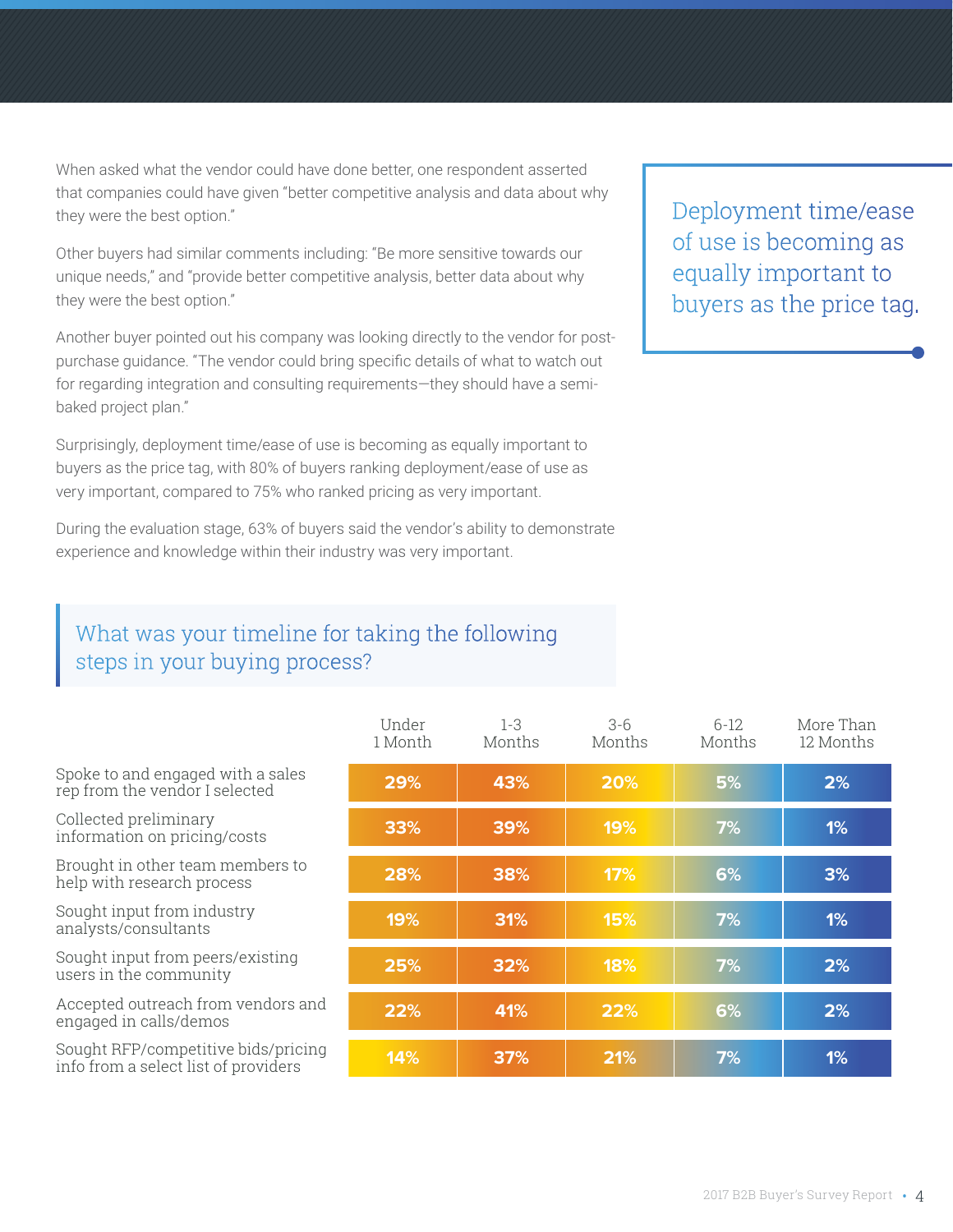When asked what the vendor could have done better, one respondent asserted that companies could have given "better competitive analysis and data about why they were the best option."

Other buyers had similar comments including: "Be more sensitive towards our unique needs," and "provide better competitive analysis, better data about why they were the best option."

Another buyer pointed out his company was looking directly to the vendor for post-purchase guidance. "The vendor could bring specific details of what to watch out for regarding integration and consulting requirements—they should have a semi-baked project plan."

Surprisingly, deployment time/ease of use is becoming as equally important to buyers as the price tag, with 80% of buyers ranking deployment/ease of use as very important, compared to 75% who ranked pricing as very important.

During the evaluation stage, 63% of buyers said the vendor's ability to demonstrate experience and knowledge within their industry was very important.

> Deployment time/ease of use is becoming as equally important to buyers as the price tag.

## What was your timeline for taking the following steps in your buying process?

| | Under 1 Month | 1-3 Months | 3-6 Months | 6-12 Months | More Than 12 Months |
|---|---|---|---|---|---|
| Spoke to and engaged with a sales rep from the vendor I selected | 29% | 43% | 20% | 5% | 2% |
| Collected preliminary information on pricing/costs | 33% | 39% | 19% | 7% | 1% |
| Brought in other team members to help with research process | 28% | 38% | 17% | 6% | 3% |
| Sought input from industry analysts/consultants | 19% | 31% | 15% | 7% | 1% |
| Sought input from peers/existing users in the community | 25% | 32% | 18% | 7% | 2% |
| Accepted outreach from vendors and engaged in calls/demos | 22% | 41% | 22% | 6% | 2% |
| Sought RFP/competitive bids/pricing info from a select list of providers | 14% | 37% | 21% | 7% | 1% |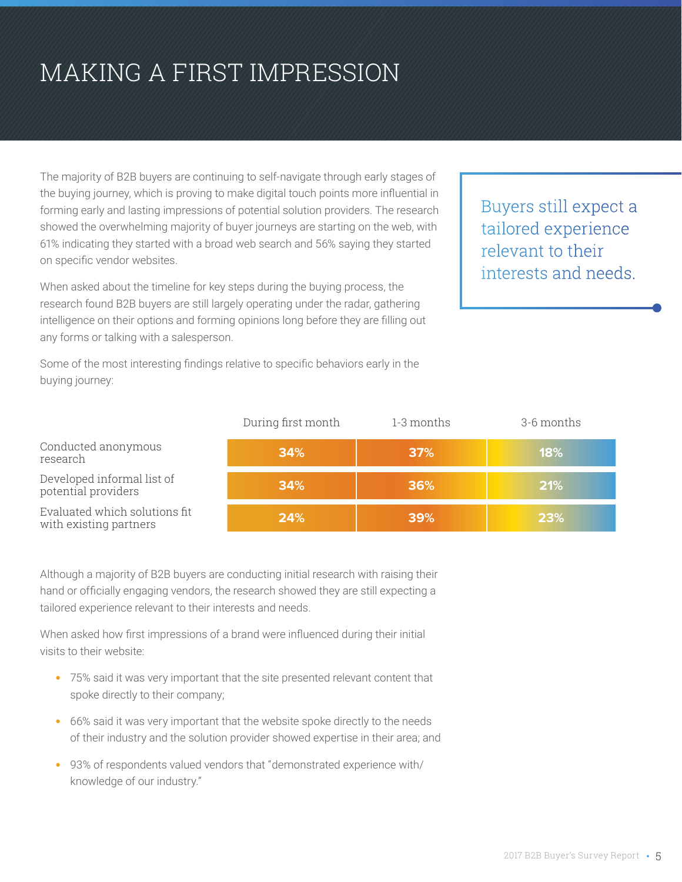# MAKING A FIRST IMPRESSION

The majority of B2B buyers are continuing to self-navigate through early stages of the buying journey, which is proving to make digital touch points more influential in forming early and lasting impressions of potential solution providers. The research showed the overwhelming majority of buyer journeys are starting on the web, with 61% indicating they started with a broad web search and 56% saying they started on specific vendor websites.

When asked about the timeline for key steps during the buying process, the research found B2B buyers are still largely operating under the radar, gathering intelligence on their options and forming opinions long before they are filling out any forms or talking with a salesperson.

Some of the most interesting findings relative to specific behaviors early in the buying journey:

> Buyers still expect a tailored experience relevant to their interests and needs.

| | During first month | 1-3 months | 3-6 months |
|---|---|---|---|
| Conducted anonymous research | 34% | 37% | 18% |
| Developed informal list of potential providers | 34% | 36% | 21% |
| Evaluated which solutions fit with existing partners | 24% | 39% | 23% |

Although a majority of B2B buyers are conducting initial research with raising their hand or officially engaging vendors, the research showed they are still expecting a tailored experience relevant to their interests and needs.

When asked how first impressions of a brand were influenced during their initial visits to their website:

- 75% said it was very important that the site presented relevant content that spoke directly to their company;
- 66% said it was very important that the website spoke directly to the needs of their industry and the solution provider showed expertise in their area; and
- 93% of respondents valued vendors that "demonstrated experience with/ knowledge of our industry."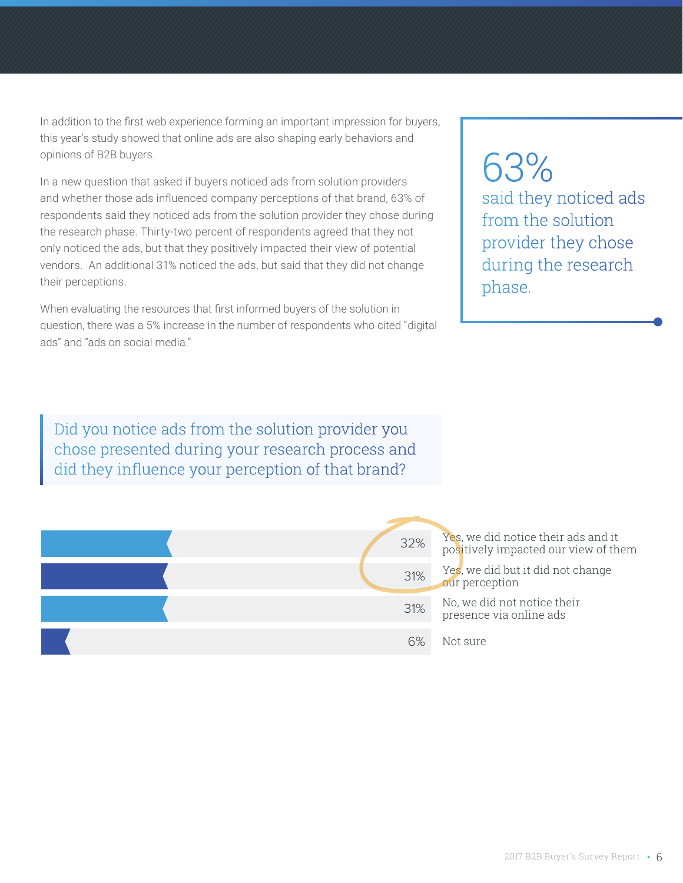In addition to the first web experience forming an important impression for buyers, this year's study showed that online ads are also shaping early behaviors and opinions of B2B buyers.

In a new question that asked if buyers noticed ads from solution providers and whether those ads influenced company perceptions of that brand, 63% of respondents said they noticed ads from the solution provider they chose during the research phase. Thirty-two percent of respondents agreed that they not only noticed the ads, but that they positively impacted their view of potential vendors. An additional 31% noticed the ads, but said that they did not change their perceptions.

When evaluating the resources that first informed buyers of the solution in question, there was a 5% increase in the number of respondents who cited "digital ads" and "ads on social media."

> **63%**
> said they noticed ads from the solution provider they chose during the research phase.

## Did you notice ads from the solution provider you chose presented during your research process and did they influence your perception of that brand?

| Response | % |
|---|---|
| Yes, we did notice their ads and it positively impacted our view of them | 32% |
| Yes, we did but it did not change our perception | 31% |
| No, we did not notice their presence via online ads | 31% |
| Not sure | 6% |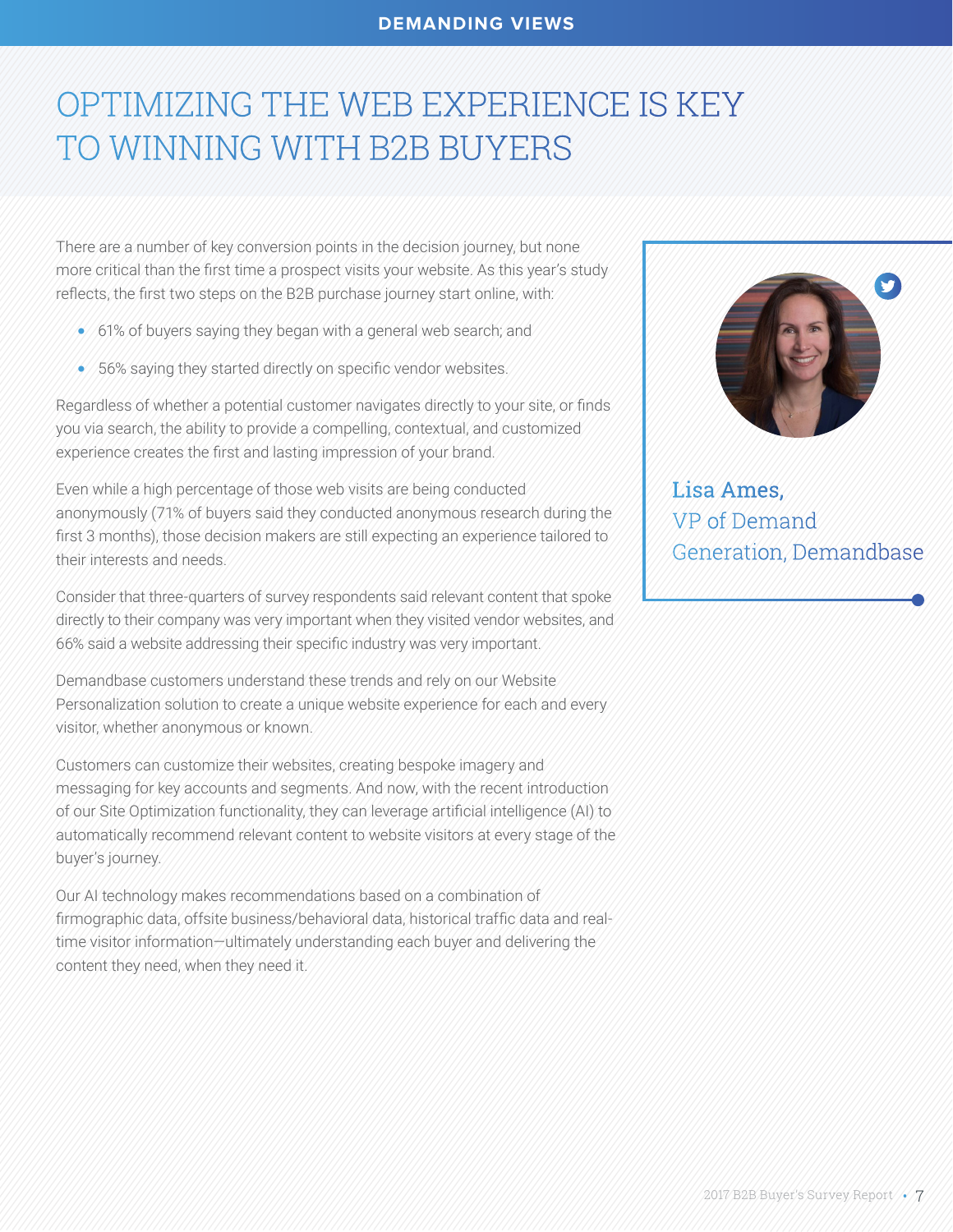DEMANDING VIEWS

# OPTIMIZING THE WEB EXPERIENCE IS KEY TO WINNING WITH B2B BUYERS

There are a number of key conversion points in the decision journey, but none more critical than the first time a prospect visits your website. As this year's study reflects, the first two steps on the B2B purchase journey start online, with:

- 61% of buyers saying they began with a general web search; and
- 56% saying they started directly on specific vendor websites.

Regardless of whether a potential customer navigates directly to your site, or finds you via search, the ability to provide a compelling, contextual, and customized experience creates the first and lasting impression of your brand.

Even while a high percentage of those web visits are being conducted anonymously (71% of buyers said they conducted anonymous research during the first 3 months), those decision makers are still expecting an experience tailored to their interests and needs.

Consider that three-quarters of survey respondents said relevant content that spoke directly to their company was very important when they visited vendor websites, and 66% said a website addressing their specific industry was very important.

Demandbase customers understand these trends and rely on our Website Personalization solution to create a unique website experience for each and every visitor, whether anonymous or known.

Customers can customize their websites, creating bespoke imagery and messaging for key accounts and segments. And now, with the recent introduction of our Site Optimization functionality, they can leverage artificial intelligence (AI) to automatically recommend relevant content to website visitors at every stage of the buyer's journey.

Our AI technology makes recommendations based on a combination of firmographic data, offsite business/behavioral data, historical traffic data and real-time visitor information—ultimately understanding each buyer and delivering the content they need, when they need it.

**Lisa Ames,**
VP of Demand Generation, Demandbase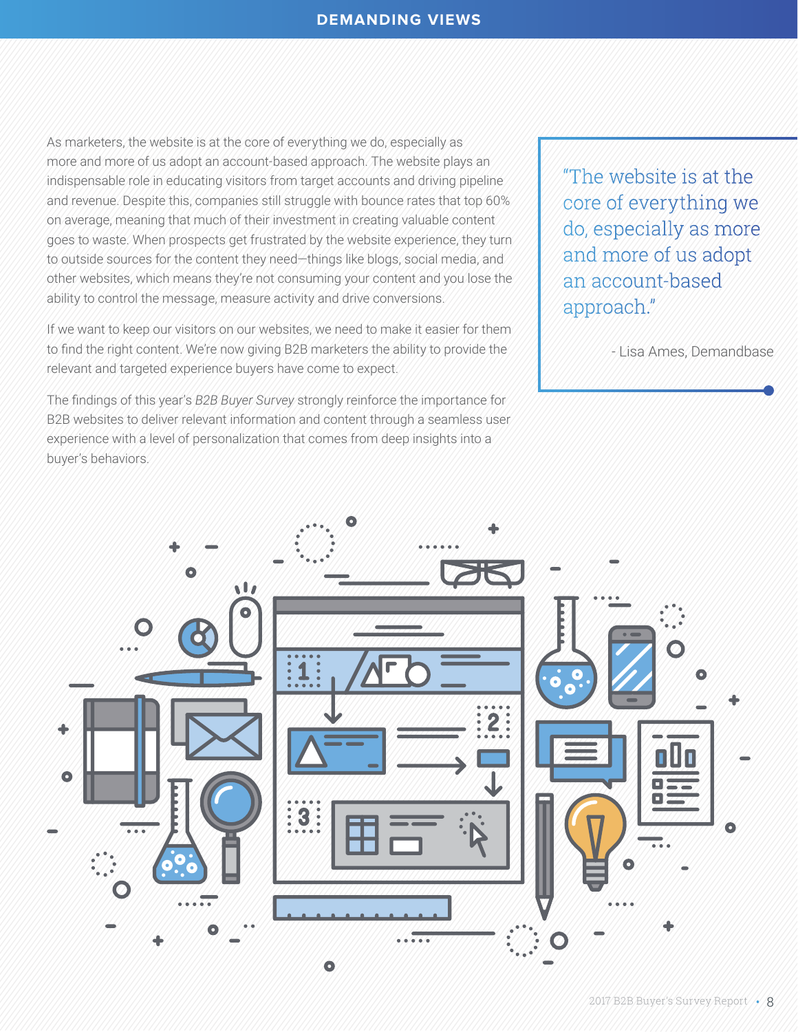# DEMANDING VIEWS

As marketers, the website is at the core of everything we do, especially as more and more of us adopt an account-based approach. The website plays an indispensable role in educating visitors from target accounts and driving pipeline and revenue. Despite this, companies still struggle with bounce rates that top 60% on average, meaning that much of their investment in creating valuable content goes to waste. When prospects get frustrated by the website experience, they turn to outside sources for the content they need—things like blogs, social media, and other websites, which means they're not consuming your content and you lose the ability to control the message, measure activity and drive conversions.

If we want to keep our visitors on our websites, we need to make it easier for them to find the right content. We're now giving B2B marketers the ability to provide the relevant and targeted experience buyers have come to expect.

The findings of this year's *B2B Buyer Survey* strongly reinforce the importance for B2B websites to deliver relevant information and content through a seamless user experience with a level of personalization that comes from deep insights into a buyer's behaviors.

> "The website is at the core of everything we do, especially as more and more of us adopt an account-based approach."
>
> - Lisa Ames, Demandbase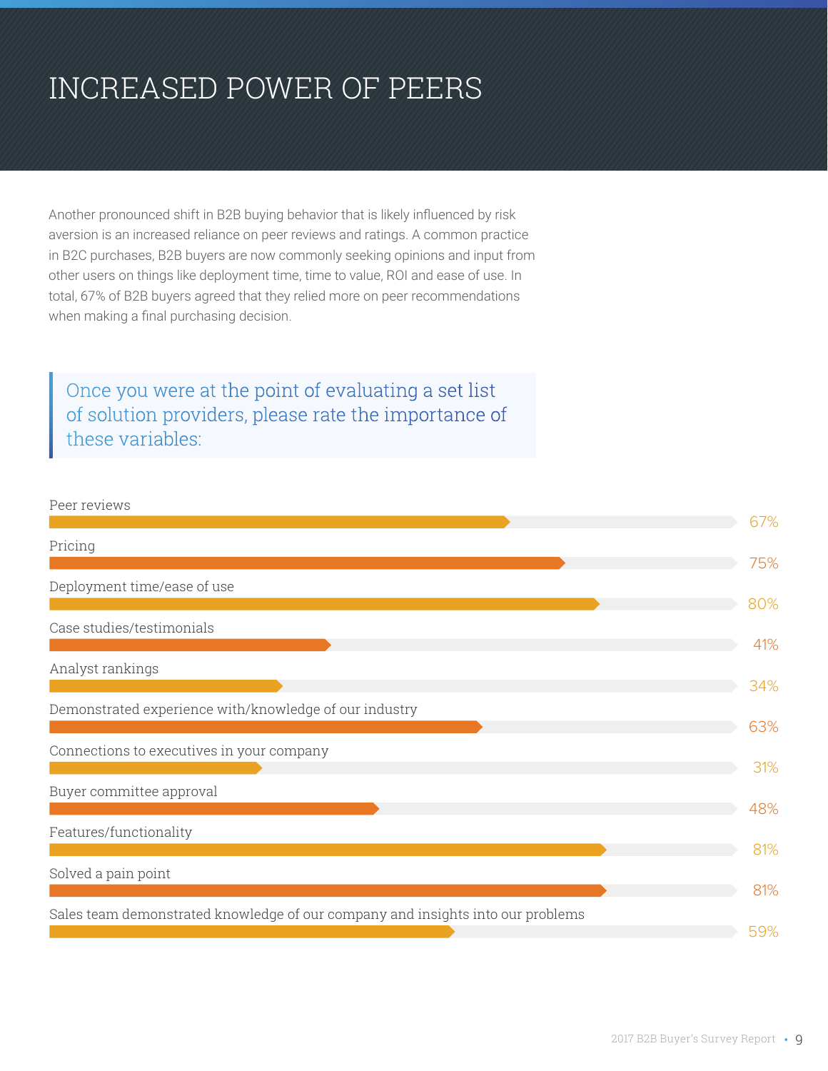# INCREASED POWER OF PEERS

Another pronounced shift in B2B buying behavior that is likely influenced by risk aversion is an increased reliance on peer reviews and ratings. A common practice in B2C purchases, B2B buyers are now commonly seeking opinions and input from other users on things like deployment time, time to value, ROI and ease of use. In total, 67% of B2B buyers agreed that they relied more on peer recommendations when making a final purchasing decision.

> Once you were at the point of evaluating a set list of solution providers, please rate the importance of these variables:

| Variable | Percentage |
|---|---|
| Peer reviews | 67% |
| Pricing | 75% |
| Deployment time/ease of use | 80% |
| Case studies/testimonials | 41% |
| Analyst rankings | 34% |
| Demonstrated experience with/knowledge of our industry | 63% |
| Connections to executives in your company | 31% |
| Buyer committee approval | 48% |
| Features/functionality | 81% |
| Solved a pain point | 81% |
| Sales team demonstrated knowledge of our company and insights into our problems | 59% |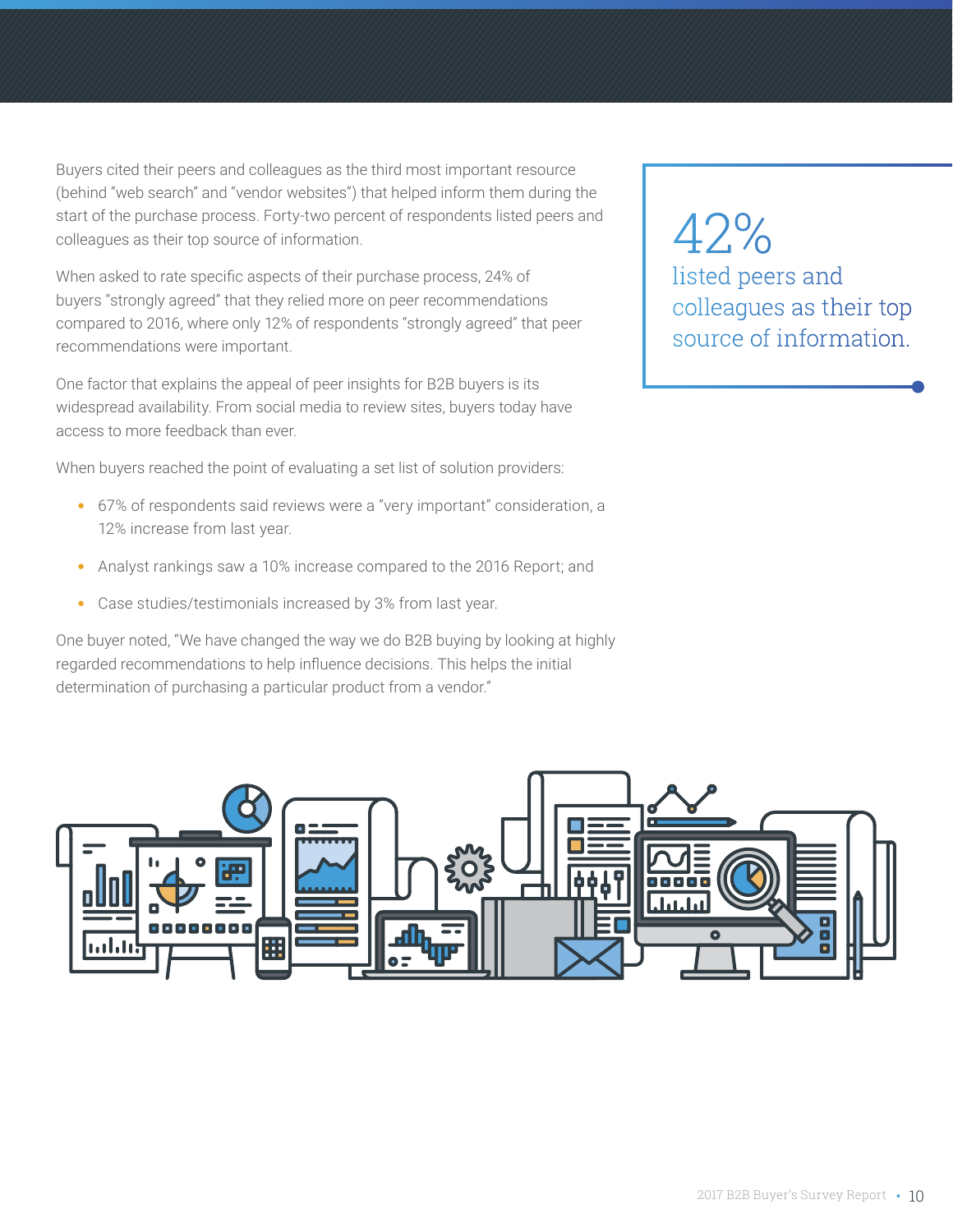Buyers cited their peers and colleagues as the third most important resource (behind "web search" and "vendor websites") that helped inform them during the start of the purchase process. Forty-two percent of respondents listed peers and colleagues as their top source of information.

When asked to rate specific aspects of their purchase process, 24% of buyers "strongly agreed" that they relied more on peer recommendations compared to 2016, where only 12% of respondents "strongly agreed" that peer recommendations were important.

One factor that explains the appeal of peer insights for B2B buyers is its widespread availability. From social media to review sites, buyers today have access to more feedback than ever.

When buyers reached the point of evaluating a set list of solution providers:

- 67% of respondents said reviews were a "very important" consideration, a 12% increase from last year.
- Analyst rankings saw a 10% increase compared to the 2016 Report; and
- Case studies/testimonials increased by 3% from last year.

One buyer noted, "We have changed the way we do B2B buying by looking at highly regarded recommendations to help influence decisions. This helps the initial determination of purchasing a particular product from a vendor."

> **42%**
> listed peers and colleagues as their top source of information.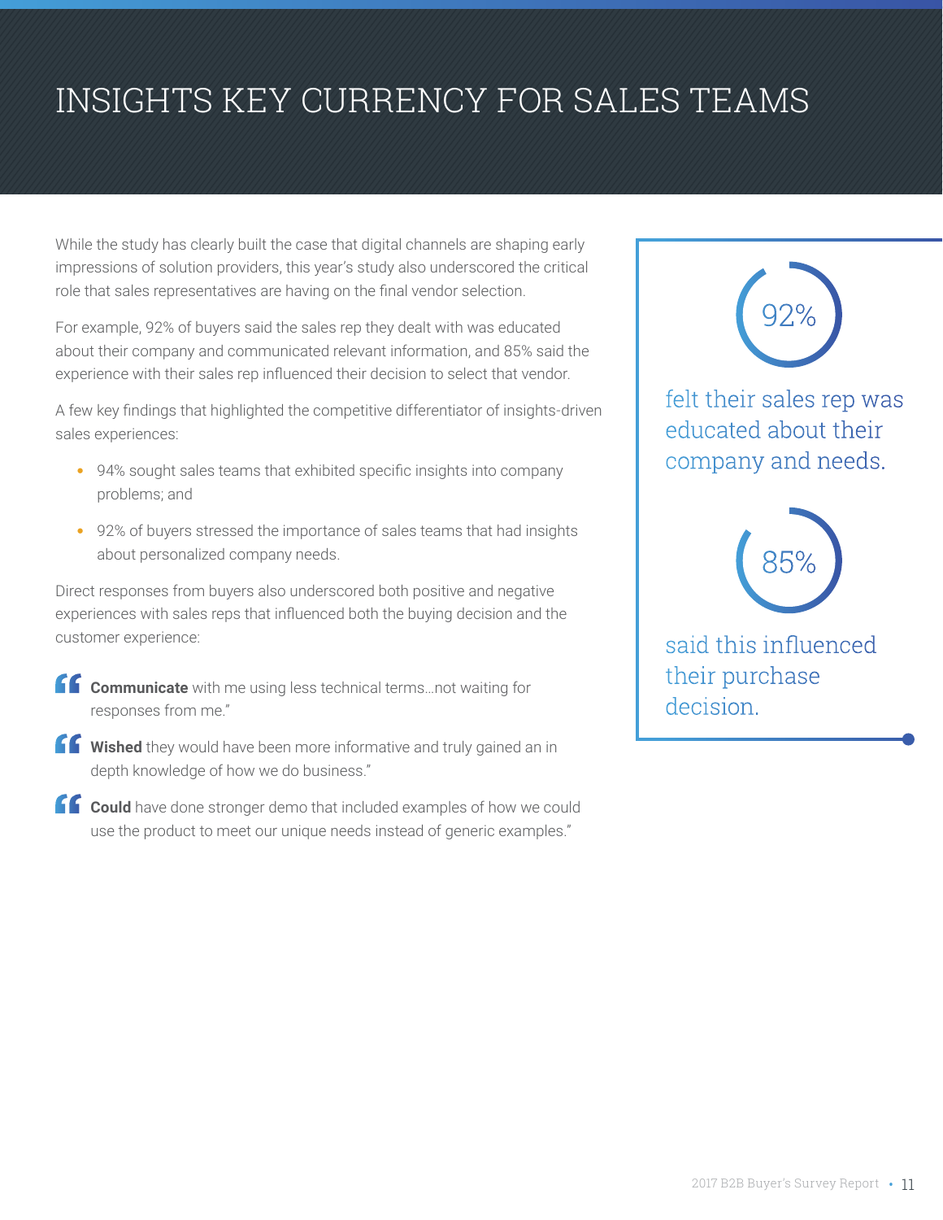// INSIGHTS KEY CURRENCY FOR SALES TEAMS

While the study has clearly built the case that digital channels are shaping early impressions of solution providers, this year's study also underscored the critical role that sales representatives are having on the final vendor selection.

For example, 92% of buyers said the sales rep they dealt with was educated about their company and communicated relevant information, and 85% said the experience with their sales rep influenced their decision to select that vendor.

A few key findings that highlighted the competitive differentiator of insights-driven sales experiences:

- 94% sought sales teams that exhibited specific insights into company problems; and
- 92% of buyers stressed the importance of sales teams that had insights about personalized company needs.

Direct responses from buyers also underscored both positive and negative experiences with sales reps that influenced both the buying decision and the customer experience:

> "**Communicate** with me using less technical terms...not waiting for responses from me."

> "**Wished** they would have been more informative and truly gained an in depth knowledge of how we do business."

> "**Could** have done stronger demo that included examples of how we could use the product to meet our unique needs instead of generic examples."

**92%** felt their sales rep was educated about their company and needs.

**85%** said this influenced their purchase decision.

# INSIGHTS KEY CURRENCY FOR SALES TEAMS

While the study has clearly built the case that digital channels are shaping early impressions of solution providers, this year's study also underscored the critical role that sales representatives are having on the final vendor selection.

For example, 92% of buyers said the sales rep they dealt with was educated about their company and communicated relevant information, and 85% said the experience with their sales rep influenced their decision to select that vendor.

A few key findings that highlighted the competitive differentiator of insights-driven sales experiences:

- 94% sought sales teams that exhibited specific insights into company problems; and
- 92% of buyers stressed the importance of sales teams that had insights about personalized company needs.

Direct responses from buyers also underscored both positive and negative experiences with sales reps that influenced both the buying decision and the customer experience:

> "**Communicate** with me using less technical terms...not waiting for responses from me."

> "**Wished** they would have been more informative and truly gained an in depth knowledge of how we do business."

> "**Could** have done stronger demo that included examples of how we could use the product to meet our unique needs instead of generic examples."

**92%** felt their sales rep was educated about their company and needs.

**85%** said this influenced their purchase decision.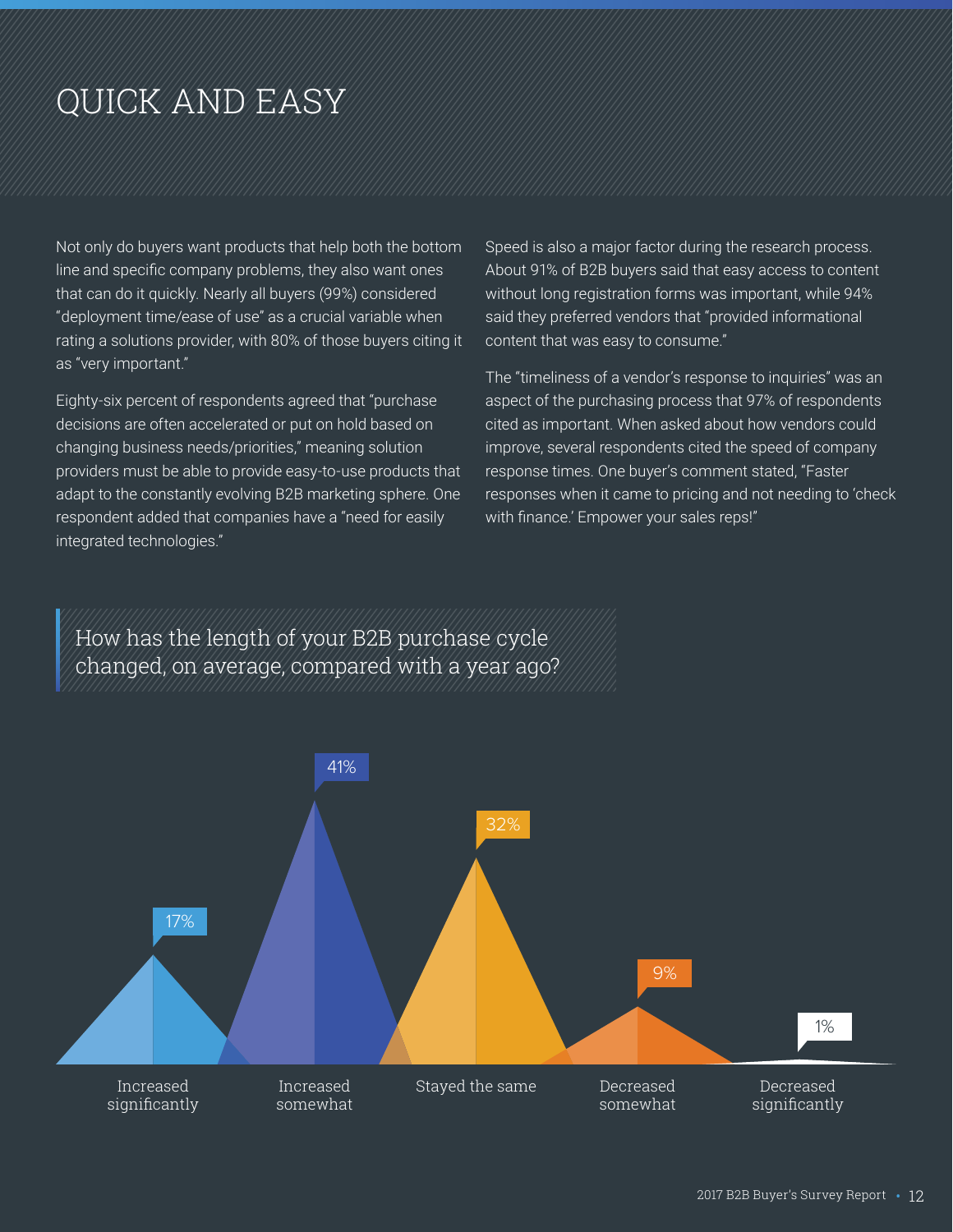# QUICK AND EASY

Not only do buyers want products that help both the bottom line and specific company problems, they also want ones that can do it quickly. Nearly all buyers (99%) considered "deployment time/ease of use" as a crucial variable when rating a solutions provider, with 80% of those buyers citing it as "very important."

Eighty-six percent of respondents agreed that "purchase decisions are often accelerated or put on hold based on changing business needs/priorities," meaning solution providers must be able to provide easy-to-use products that adapt to the constantly evolving B2B marketing sphere. One respondent added that companies have a "need for easily integrated technologies."

Speed is also a major factor during the research process. About 91% of B2B buyers said that easy access to content without long registration forms was important, while 94% said they preferred vendors that "provided informational content that was easy to consume."

The "timeliness of a vendor's response to inquiries" was an aspect of the purchasing process that 97% of respondents cited as important. When asked about how vendors could improve, several respondents cited the speed of company response times. One buyer's comment stated, "Faster responses when it came to pricing and not needing to 'check with finance.' Empower your sales reps!"

## How has the length of your B2B purchase cycle changed, on average, compared with a year ago?

| Response | Percentage |
| --- | --- |
| Increased significantly | 17% |
| Increased somewhat | 41% |
| Stayed the same | 32% |
| Decreased somewhat | 9% |
| Decreased significantly | 1% |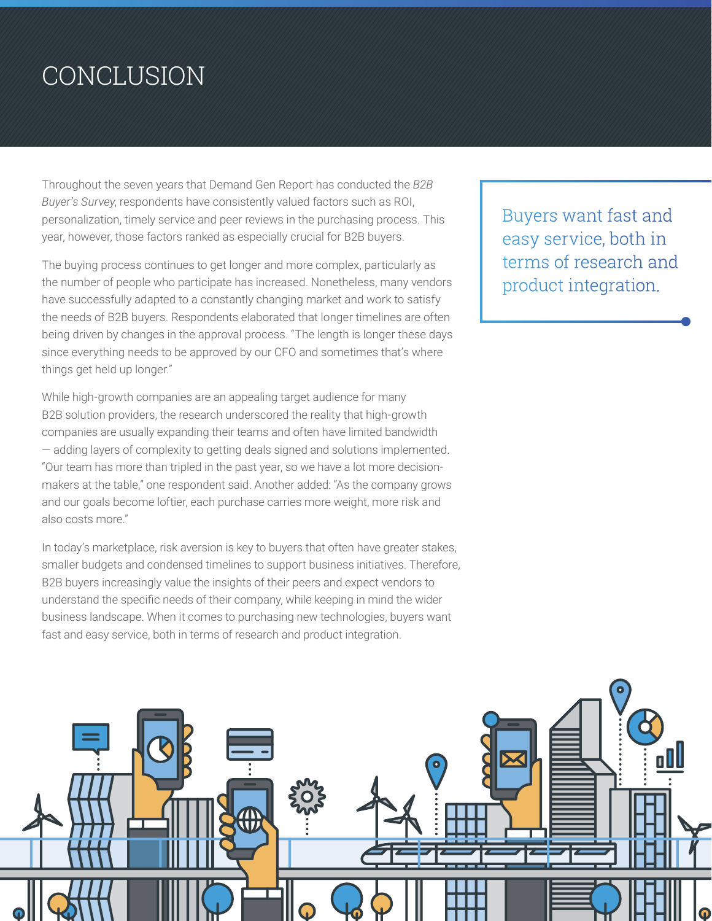# CONCLUSION

Throughout the seven years that Demand Gen Report has conducted the *B2B Buyer's Survey*, respondents have consistently valued factors such as ROI, personalization, timely service and peer reviews in the purchasing process. This year, however, those factors ranked as especially crucial for B2B buyers.

The buying process continues to get longer and more complex, particularly as the number of people who participate has increased. Nonetheless, many vendors have successfully adapted to a constantly changing market and work to satisfy the needs of B2B buyers. Respondents elaborated that longer timelines are often being driven by changes in the approval process. "The length is longer these days since everything needs to be approved by our CFO and sometimes that's where things get held up longer."

While high-growth companies are an appealing target audience for many B2B solution providers, the research underscored the reality that high-growth companies are usually expanding their teams and often have limited bandwidth — adding layers of complexity to getting deals signed and solutions implemented. "Our team has more than tripled in the past year, so we have a lot more decision-makers at the table," one respondent said. Another added: "As the company grows and our goals become loftier, each purchase carries more weight, more risk and also costs more."

In today's marketplace, risk aversion is key to buyers that often have greater stakes, smaller budgets and condensed timelines to support business initiatives. Therefore, B2B buyers increasingly value the insights of their peers and expect vendors to understand the specific needs of their company, while keeping in mind the wider business landscape. When it comes to purchasing new technologies, buyers want fast and easy service, both in terms of research and product integration.

> Buyers want fast and easy service, both in terms of research and product integration.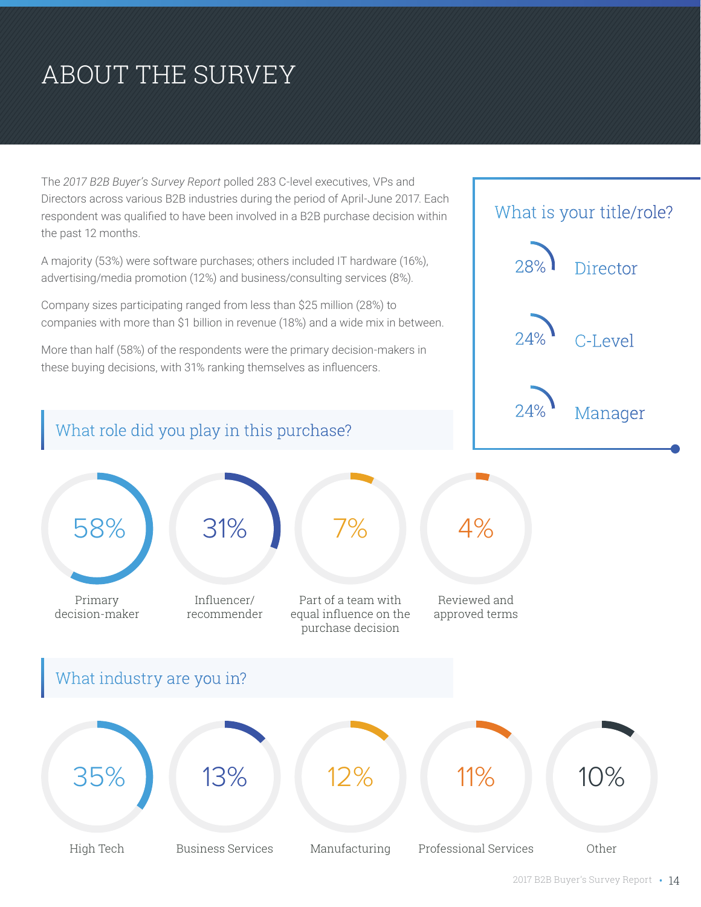# ABOUT THE SURVEY

The *2017 B2B Buyer's Survey Report* polled 283 C-level executives, VPs and Directors across various B2B industries during the period of April-June 2017. Each respondent was qualified to have been involved in a B2B purchase decision within the past 12 months.

A majority (53%) were software purchases; others included IT hardware (16%), advertising/media promotion (12%) and business/consulting services (8%).

Company sizes participating ranged from less than $25 million (28%) to companies with more than $1 billion in revenue (18%) and a wide mix in between.

More than half (58%) of the respondents were the primary decision-makers in these buying decisions, with 31% ranking themselves as influencers.

## What is your title/role?

- 28% Director
- 24% C-Level
- 24% Manager

## What role did you play in this purchase?

- 58% Primary decision-maker
- 31% Influencer/recommender
- 7% Part of a team with equal influence on the purchase decision
- 4% Reviewed and approved terms

## What industry are you in?

- 35% High Tech
- 13% Business Services
- 12% Manufacturing
- 11% Professional Services
- 10% Other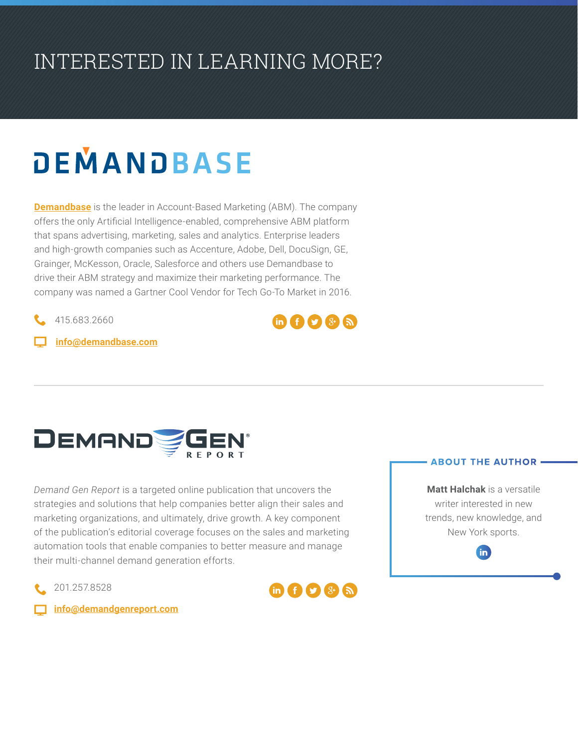# INTERESTED IN LEARNING MORE?

## DEMANDBASE

**Demandbase** is the leader in Account-Based Marketing (ABM). The company offers the only Artificial Intelligence-enabled, comprehensive ABM platform that spans advertising, marketing, sales and analytics. Enterprise leaders and high-growth companies such as Accenture, Adobe, Dell, DocuSign, GE, Grainger, McKesson, Oracle, Salesforce and others use Demandbase to drive their ABM strategy and maximize their marketing performance. The company was named a Gartner Cool Vendor for Tech Go-To Market in 2016.

415.683.2660

**info@demandbase.com**

---

## DEMAND GEN REPORT

*Demand Gen Report* is a targeted online publication that uncovers the strategies and solutions that help companies better align their sales and marketing organizations, and ultimately, drive growth. A key component of the publication's editorial coverage focuses on the sales and marketing automation tools that enable companies to better measure and manage their multi-channel demand generation efforts.

201.257.8528

**info@demandgenreport.com**

### ABOUT THE AUTHOR

**Matt Halchak** is a versatile writer interested in new trends, new knowledge, and New York sports.